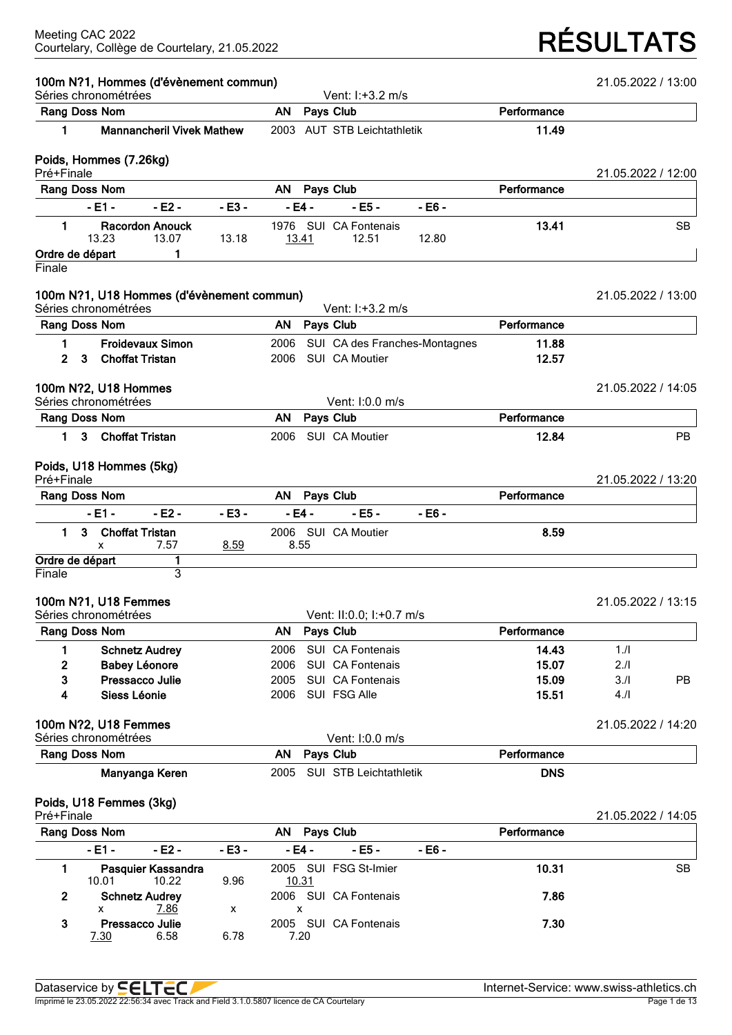Meeting CAC 2022
Courtelary, Collège de Courtelary, 21.05.2022

# RÉSULTATS

## 100m N?1, Hommes (d'évènement commun)

21.05.2022 / 13:00

Séries chronométrées — Vent: I:+3.2 m/s

| Rang | Doss | Nom | AN | Pays | Club | Performance |
|---|---|---|---|---|---|---|
| 1 | | **Mannancheril Vivek Mathew** | 2003 | AUT | STB Leichtathletik | **11.49** |

## Poids, Hommes (7.26kg)

Pré+Finale — 21.05.2022 / 12:00

| Rang | Doss | Nom | AN | Pays | Club | Performance | |
|---|---|---|---|---|---|---|---|
| | - E1 - | - E2 - | - E3 - | - E4 - | - E5 - | - E6 - | |
| 1 | | **Racordon Anouck** | 1976 | SUI | CA Fontenais | **13.41** | SB |
| | 13.23 | 13.07 | 13.18 | 13.41 | 12.51 | 12.80 | |

| Ordre de départ | 1 |
|---|---|
| Finale | |

## 100m N?1, U18 Hommes (d'évènement commun)

21.05.2022 / 13:00

Séries chronométrées — Vent: I:+3.2 m/s

| Rang | Doss | Nom | AN | Pays | Club | Performance |
|---|---|---|---|---|---|---|
| 1 | | **Froidevaux Simon** | 2006 | SUI | CA des Franches-Montagnes | **11.88** |
| 2 | 3 | **Choffat Tristan** | 2006 | SUI | CA Moutier | **12.57** |

## 100m N?2, U18 Hommes

21.05.2022 / 14:05

Séries chronométrées — Vent: I:0.0 m/s

| Rang | Doss | Nom | AN | Pays | Club | Performance | |
|---|---|---|---|---|---|---|---|
| 1 | 3 | **Choffat Tristan** | 2006 | SUI | CA Moutier | **12.84** | PB |

## Poids, U18 Hommes (5kg)

Pré+Finale — 21.05.2022 / 13:20

| Rang | Doss | Nom | AN | Pays | Club | Performance |
|---|---|---|---|---|---|---|
| | - E1 - | - E2 - | - E3 - | - E4 - | - E5 - | - E6 - |
| 1 | 3 | **Choffat Tristan** | 2006 | SUI | CA Moutier | **8.59** |
| | x | 7.57 | 8.59 | 8.55 | | |

| Ordre de départ | 1 |
|---|---|
| Finale | 3 |

## 100m N?1, U18 Femmes

21.05.2022 / 13:15

Séries chronométrées — Vent: II:0.0; I:+0.7 m/s

| Rang | Doss | Nom | AN | Pays | Club | Performance | | |
|---|---|---|---|---|---|---|---|---|
| 1 | | **Schnetz Audrey** | 2006 | SUI | CA Fontenais | **14.43** | 1./I | |
| 2 | | **Babey Léonore** | 2006 | SUI | CA Fontenais | **15.07** | 2./I | |
| 3 | | **Pressacco Julie** | 2005 | SUI | CA Fontenais | **15.09** | 3./I | PB |
| 4 | | **Siess Léonie** | 2006 | SUI | FSG Alle | **15.51** | 4./I | |

## 100m N?2, U18 Femmes

21.05.2022 / 14:20

Séries chronométrées — Vent: I:0.0 m/s

| Rang | Doss | Nom | AN | Pays | Club | Performance |
|---|---|---|---|---|---|---|
| | | **Manyanga Keren** | 2005 | SUI | STB Leichtathletik | **DNS** |

## Poids, U18 Femmes (3kg)

Pré+Finale — 21.05.2022 / 14:05

| Rang | Doss | Nom | AN | Pays | Club | Performance | |
|---|---|---|---|---|---|---|---|
| | - E1 - | - E2 - | - E3 - | - E4 - | - E5 - | - E6 - | |
| 1 | | **Pasquier Kassandra** | 2005 | SUI | FSG St-Imier | **10.31** | SB |
| | 10.01 | 10.22 | 9.96 | 10.31 | | | |
| 2 | | **Schnetz Audrey** | 2006 | SUI | CA Fontenais | **7.86** | |
| | x | 7.86 | x | x | | | |
| 3 | | **Pressacco Julie** | 2005 | SUI | CA Fontenais | **7.30** | |
| | 7.30 | 6.58 | 6.78 | 7.20 | | | |

Dataservice by SELTEC — Internet-Service: www.swiss-athletics.ch

Imprimé le 23.05.2022 22:56:34 avec Track and Field 3.1.0.5807 licence de CA Courtelary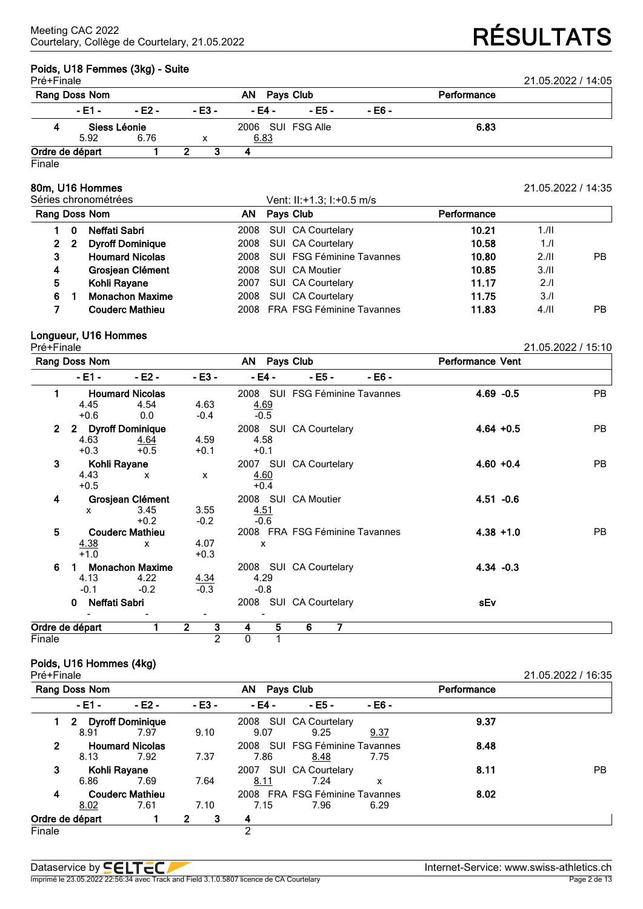## Poids, U18 Femmes (3kg) - Suite

Pré+Finale — 21.05.2022 / 14:05

| Rang | Doss | Nom | AN | Pays | Club | Performance |
|---|---|---|---|---|---|---|
| 4 | | Siess Léonie | 2006 | SUI | FSG Alle | 6.83 |

| - E1 - | - E2 - | - E3 - | - E4 - | - E5 - | - E6 - |
|---|---|---|---|---|---|
| 5.92 | 6.76 | x | 6.83 | | |

Ordre de départ: 1 2 3 4

Finale

## 80m, U16 Hommes

Séries chronométrées — Vent: II:+1.3; I:+0.5 m/s — 21.05.2022 / 14:35

| Rang | Doss | Nom | AN | Pays | Club | Performance | | |
|---|---|---|---|---|---|---|---|---|
| 1 | 0 | Neffati Sabri | 2008 | SUI | CA Courtelary | 10.21 | 1./II | |
| 2 | 2 | Dyroff Dominique | 2008 | SUI | CA Courtelary | 10.58 | 1./I | |
| 3 | | Houmard Nicolas | 2008 | SUI | FSG Féminine Tavannes | 10.80 | 2./II | PB |
| 4 | | Grosjean Clément | 2008 | SUI | CA Moutier | 10.85 | 3./II | |
| 5 | | Kohli Rayane | 2007 | SUI | CA Courtelary | 11.17 | 2./I | |
| 6 | 1 | Monachon Maxime | 2008 | SUI | CA Courtelary | 11.75 | 3./I | |
| 7 | | Couderc Mathieu | 2008 | FRA | FSG Féminine Tavannes | 11.83 | 4./II | PB |

## Longueur, U16 Hommes

Pré+Finale — 21.05.2022 / 15:10

| Rang | Doss | Nom | AN | Pays | Club | Performance | Vent | |
|---|---|---|---|---|---|---|---|---|
| 1 | | Houmard Nicolas | 2008 | SUI | FSG Féminine Tavannes | 4.69 | -0.5 | PB |
| 2 | 2 | Dyroff Dominique | 2008 | SUI | CA Courtelary | 4.64 | +0.5 | PB |
| 3 | | Kohli Rayane | 2007 | SUI | CA Courtelary | 4.60 | +0.4 | PB |
| 4 | | Grosjean Clément | 2008 | SUI | CA Moutier | 4.51 | -0.6 | |
| 5 | | Couderc Mathieu | 2008 | FRA | FSG Féminine Tavannes | 4.38 | +1.0 | PB |
| 6 | 1 | Monachon Maxime | 2008 | SUI | CA Courtelary | 4.34 | -0.3 | |
| | 0 | Neffati Sabri | 2008 | SUI | CA Courtelary | sEv | | |

| Nom | - E1 - | - E2 - | - E3 - | - E4 - | - E5 - | - E6 - |
|---|---|---|---|---|---|---|
| Houmard Nicolas | 4.45 (+0.6) | 4.54 (0.0) | 4.63 (-0.4) | 4.69 (-0.5) | | |
| Dyroff Dominique | 4.63 (+0.3) | 4.64 (+0.5) | 4.59 (+0.1) | 4.58 (+0.1) | | |
| Kohli Rayane | 4.43 (+0.5) | x | x | 4.60 (+0.4) | | |
| Grosjean Clément | x | 3.45 (+0.2) | 3.55 (-0.2) | 4.51 (-0.6) | | |
| Couderc Mathieu | 4.38 (+1.0) | x | 4.07 (+0.3) | x | | |
| Monachon Maxime | 4.13 (-0.1) | 4.22 (-0.2) | 4.34 (-0.3) | 4.29 (-0.8) | | |
| Neffati Sabri | - | - | - | - | | |

Ordre de départ: 1 2 3 4 5 6 7

Finale: 2 0 1

## Poids, U16 Hommes (4kg)

Pré+Finale — 21.05.2022 / 16:35

| Rang | Doss | Nom | AN | Pays | Club | Performance | |
|---|---|---|---|---|---|---|---|
| 1 | 2 | Dyroff Dominique | 2008 | SUI | CA Courtelary | 9.37 | |
| 2 | | Houmard Nicolas | 2008 | SUI | FSG Féminine Tavannes | 8.48 | |
| 3 | | Kohli Rayane | 2007 | SUI | CA Courtelary | 8.11 | PB |
| 4 | | Couderc Mathieu | 2008 | FRA | FSG Féminine Tavannes | 8.02 | |

| Nom | - E1 - | - E2 - | - E3 - | - E4 - | - E5 - | - E6 - |
|---|---|---|---|---|---|---|
| Dyroff Dominique | 8.91 | 7.97 | 9.10 | 9.07 | 9.25 | 9.37 |
| Houmard Nicolas | 8.13 | 7.92 | 7.37 | 7.86 | 8.48 | 7.75 |
| Kohli Rayane | 6.86 | 7.69 | 7.64 | 8.11 | 7.24 | x |
| Couderc Mathieu | 8.02 | 7.61 | 7.10 | 7.15 | 7.96 | 6.29 |

Ordre de départ: 1 2 3 4

Finale: 2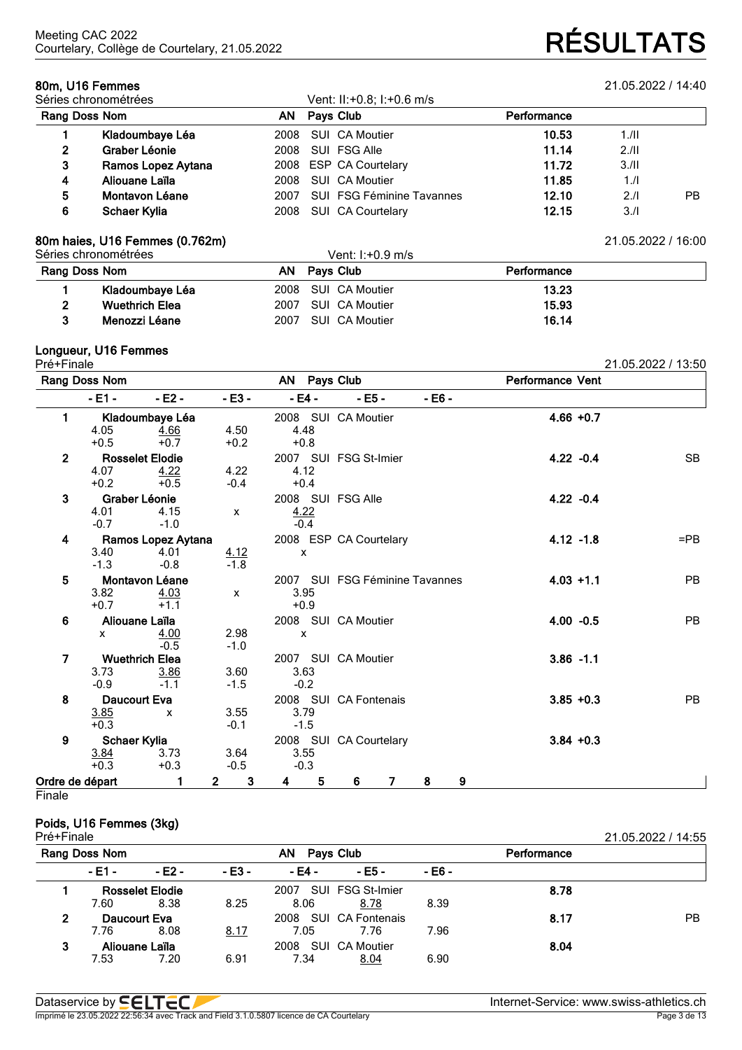Meeting CAC 2022
Courtelary, Collège de Courtelary, 21.05.2022

# RÉSULTATS

## 80m, U16 Femmes

21.05.2022 / 14:40

Séries chronométrées — Vent: II:+0.8; I:+0.6 m/s

| Rang | Doss | Nom | AN | Pays | Club | Performance | | |
|---|---|---|---|---|---|---|---|---|
| 1 | | Kladoumbaye Léa | 2008 | SUI | CA Moutier | 10.53 | 1./II | |
| 2 | | Graber Léonie | 2008 | SUI | FSG Alle | 11.14 | 2./II | |
| 3 | | Ramos Lopez Aytana | 2008 | ESP | CA Courtelary | 11.72 | 3./II | |
| 4 | | Aliouane Laïla | 2008 | SUI | CA Moutier | 11.85 | 1./I | |
| 5 | | Montavon Léane | 2007 | SUI | FSG Féminine Tavannes | 12.10 | 2./I | PB |
| 6 | | Schaer Kylia | 2008 | SUI | CA Courtelary | 12.15 | 3./I | |

## 80m haies, U16 Femmes (0.762m)

21.05.2022 / 16:00

Séries chronométrées — Vent: I:+0.9 m/s

| Rang | Doss | Nom | AN | Pays | Club | Performance |
|---|---|---|---|---|---|---|
| 1 | | Kladoumbaye Léa | 2008 | SUI | CA Moutier | 13.23 |
| 2 | | Wuethrich Elea | 2007 | SUI | CA Moutier | 15.93 |
| 3 | | Menozzi Léane | 2007 | SUI | CA Moutier | 16.14 |

## Longueur, U16 Femmes

Pré+Finale

21.05.2022 / 13:50

| Rang | Nom | AN | Pays | Club | - E1 - | - E2 - | - E3 - | - E4 - | - E5 - | - E6 - | Performance | Vent | |
|---|---|---|---|---|---|---|---|---|---|---|---|---|---|
| 1 | Kladoumbaye Léa | 2008 | SUI | CA Moutier | 4.05 (+0.5) | 4.66 (+0.7) | 4.50 (+0.2) | 4.48 (+0.8) | | | 4.66 | +0.7 | |
| 2 | Rosselet Elodie | 2007 | SUI | FSG St-Imier | 4.07 (+0.2) | 4.22 (+0.5) | 4.22 (-0.4) | 4.12 (+0.4) | | | 4.22 | -0.4 | SB |
| 3 | Graber Léonie | 2008 | SUI | FSG Alle | 4.01 (-0.7) | 4.15 (-1.0) | x | 4.22 (-0.4) | | | 4.22 | -0.4 | |
| 4 | Ramos Lopez Aytana | 2008 | ESP | CA Courtelary | 3.40 (-1.3) | 4.01 (-0.8) | 4.12 (-1.8) | x | | | 4.12 | -1.8 | =PB |
| 5 | Montavon Léane | 2007 | SUI | FSG Féminine Tavannes | 3.82 (+0.7) | 4.03 (+1.1) | x | 3.95 (+0.9) | | | 4.03 | +1.1 | PB |
| 6 | Aliouane Laïla | 2008 | SUI | CA Moutier | x | 4.00 (-0.5) | 2.98 (-1.0) | x | | | 4.00 | -0.5 | PB |
| 7 | Wuethrich Elea | 2007 | SUI | CA Moutier | 3.73 (-0.9) | 3.86 (-1.1) | 3.60 (-1.5) | 3.63 (-0.2) | | | 3.86 | -1.1 | |
| 8 | Daucourt Eva | 2008 | SUI | CA Fontenais | 3.85 (+0.3) | x | 3.55 (-0.1) | 3.79 (-1.5) | | | 3.85 | +0.3 | PB |
| 9 | Schaer Kylia | 2008 | SUI | CA Courtelary | 3.84 (+0.3) | 3.73 (+0.3) | 3.64 (-0.5) | 3.55 (-0.3) | | | 3.84 | +0.3 | |

Ordre de départ: 1 2 3 4 5 6 7 8 9

Finale

## Poids, U16 Femmes (3kg)

Pré+Finale

21.05.2022 / 14:55

| Rang | Nom | AN | Pays | Club | - E1 - | - E2 - | - E3 - | - E4 - | - E5 - | - E6 - | Performance | |
|---|---|---|---|---|---|---|---|---|---|---|---|---|
| 1 | Rosselet Elodie | 2007 | SUI | FSG St-Imier | 7.60 | 8.38 | 8.25 | 8.06 | 8.78 | 8.39 | 8.78 | |
| 2 | Daucourt Eva | 2008 | SUI | CA Fontenais | 7.76 | 8.08 | 8.17 | 7.05 | 7.76 | 7.96 | 8.17 | PB |
| 3 | Aliouane Laïla | 2008 | SUI | CA Moutier | 7.53 | 7.20 | 6.91 | 7.34 | 8.04 | 6.90 | 8.04 | |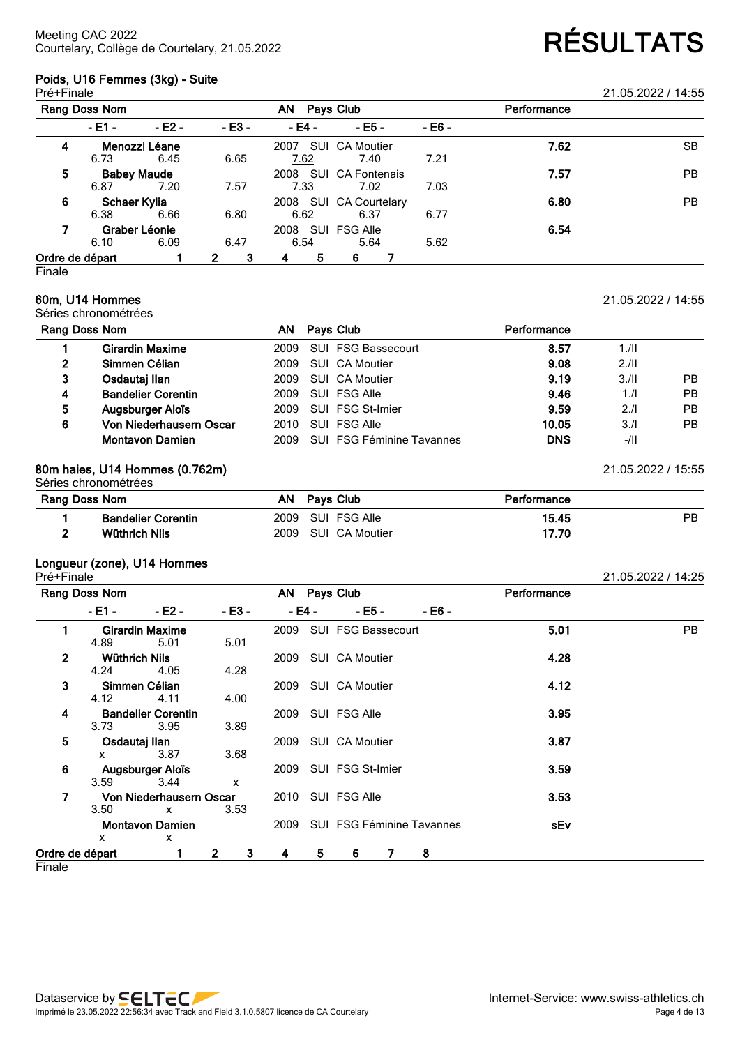Meeting CAC 2022
Courtelary, Collège de Courtelary, 21.05.2022

# RÉSULTATS

## Poids, U16 Femmes (3kg) - Suite

Pré+Finale — 21.05.2022 / 14:55

| Rang | Doss | Nom | AN | Pays | Club | Performance | |
|---|---|---|---|---|---|---|---|
| | | - E1 - / - E2 - / - E3 - / - E4 - / - E5 - / - E6 - | | | | | |
| 4 | | Menozzi Léane | 2007 | SUI | CA Moutier | 7.62 | SB |
| | | 6.73 / 6.45 / 6.65 / 7.62 / 7.40 / 7.21 | | | | | |
| 5 | | Babey Maude | 2008 | SUI | CA Fontenais | 7.57 | PB |
| | | 6.87 / 7.20 / 7.57 / 7.33 / 7.02 / 7.03 | | | | | |
| 6 | | Schaer Kylia | 2008 | SUI | CA Courtelary | 6.80 | PB |
| | | 6.38 / 6.66 / 6.80 / 6.62 / 6.37 / 6.77 | | | | | |
| 7 | | Graber Léonie | 2008 | SUI | FSG Alle | 6.54 | |
| | | 6.10 / 6.09 / 6.47 / 6.54 / 5.64 / 5.62 | | | | | |

Ordre de départ: 1 2 3 4 5 6 7

Finale

## 60m, U14 Hommes

Séries chronométrées — 21.05.2022 / 14:55

| Rang | Doss | Nom | AN | Pays | Club | Performance | | |
|---|---|---|---|---|---|---|---|---|
| 1 | | Girardin Maxime | 2009 | SUI | FSG Bassecourt | 8.57 | 1./II | |
| 2 | | Simmen Célian | 2009 | SUI | CA Moutier | 9.08 | 2./II | |
| 3 | | Osdautaj Ilan | 2009 | SUI | CA Moutier | 9.19 | 3./II | PB |
| 4 | | Bandelier Corentin | 2009 | SUI | FSG Alle | 9.46 | 1./I | PB |
| 5 | | Augsburger Aloïs | 2009 | SUI | FSG St-Imier | 9.59 | 2./I | PB |
| 6 | | Von Niederhausern Oscar | 2010 | SUI | FSG Alle | 10.05 | 3./I | PB |
| | | Montavon Damien | 2009 | SUI | FSG Féminine Tavannes | DNS | -/II | |

## 80m haies, U14 Hommes (0.762m)

Séries chronométrées — 21.05.2022 / 15:55

| Rang | Doss | Nom | AN | Pays | Club | Performance | |
|---|---|---|---|---|---|---|---|
| 1 | | Bandelier Corentin | 2009 | SUI | FSG Alle | 15.45 | PB |
| 2 | | Wüthrich Nils | 2009 | SUI | CA Moutier | 17.70 | |

## Longueur (zone), U14 Hommes

Pré+Finale — 21.05.2022 / 14:25

| Rang | Doss | Nom | AN | Pays | Club | Performance | |
|---|---|---|---|---|---|---|---|
| | | - E1 - / - E2 - / - E3 - / - E4 - / - E5 - / - E6 - | | | | | |
| 1 | | Girardin Maxime | 2009 | SUI | FSG Bassecourt | 5.01 | PB |
| | | 4.89 / 5.01 / 5.01 | | | | | |
| 2 | | Wüthrich Nils | 2009 | SUI | CA Moutier | 4.28 | |
| | | 4.24 / 4.05 / 4.28 | | | | | |
| 3 | | Simmen Célian | 2009 | SUI | CA Moutier | 4.12 | |
| | | 4.12 / 4.11 / 4.00 | | | | | |
| 4 | | Bandelier Corentin | 2009 | SUI | FSG Alle | 3.95 | |
| | | 3.73 / 3.95 / 3.89 | | | | | |
| 5 | | Osdautaj Ilan | 2009 | SUI | CA Moutier | 3.87 | |
| | | x / 3.87 / 3.68 | | | | | |
| 6 | | Augsburger Aloïs | 2009 | SUI | FSG St-Imier | 3.59 | |
| | | 3.59 / 3.44 / x | | | | | |
| 7 | | Von Niederhausern Oscar | 2010 | SUI | FSG Alle | 3.53 | |
| | | 3.50 / x / 3.53 | | | | | |
| | | Montavon Damien | 2009 | SUI | FSG Féminine Tavannes | sEv | |
| | | x / x | | | | | |

Ordre de départ: 1 2 3 4 5 6 7 8

Finale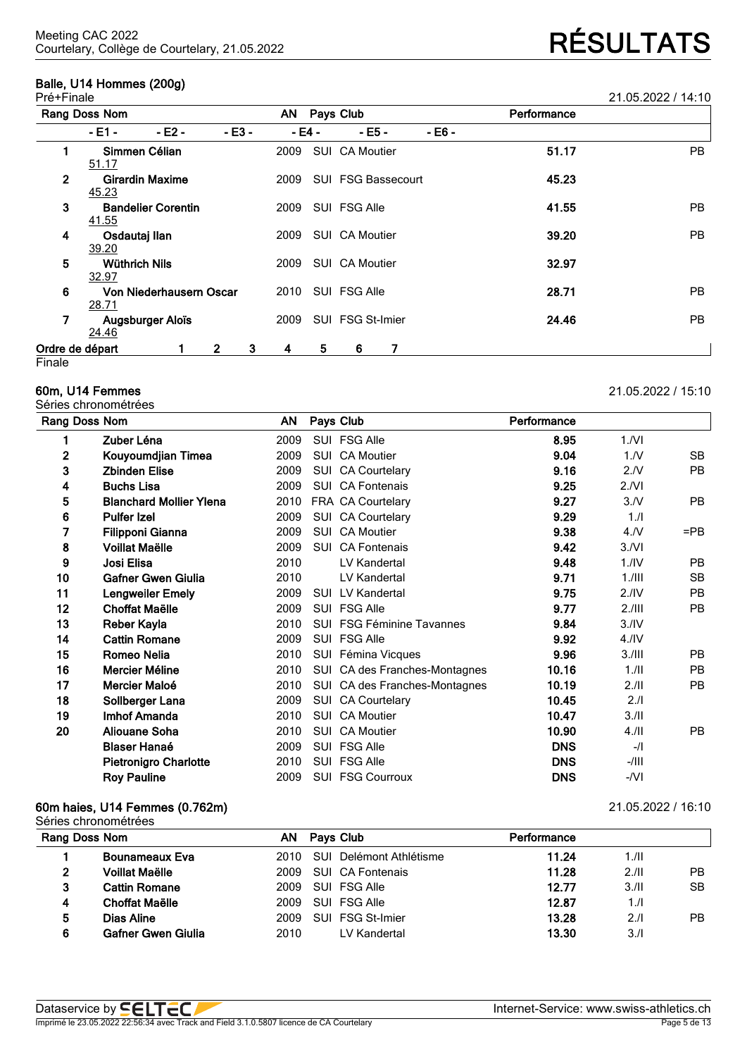Meeting CAC 2022
Courtelary, Collège de Courtelary, 21.05.2022

# RÉSULTATS

## Balle, U14 Hommes (200g)

Pré+Finale — 21.05.2022 / 14:10

| Rang | Doss | Nom | AN | Pays | Club | Performance | |
|---|---|---|---|---|---|---|---|
| | | - E1 - / - E2 - / - E3 - / - E4 - / - E5 - / - E6 - | | | | | |
| 1 | | Simmen Célian | 2009 | SUI | CA Moutier | 51.17 | PB |
| | | 51.17 | | | | | |
| 2 | | Girardin Maxime | 2009 | SUI | FSG Bassecourt | 45.23 | |
| | | 45.23 | | | | | |
| 3 | | Bandelier Corentin | 2009 | SUI | FSG Alle | 41.55 | PB |
| | | 41.55 | | | | | |
| 4 | | Osdautaj Ilan | 2009 | SUI | CA Moutier | 39.20 | PB |
| | | 39.20 | | | | | |
| 5 | | Wüthrich Nils | 2009 | SUI | CA Moutier | 32.97 | |
| | | 32.97 | | | | | |
| 6 | | Von Niederhausern Oscar | 2010 | SUI | FSG Alle | 28.71 | PB |
| | | 28.71 | | | | | |
| 7 | | Augsburger Aloïs | 2009 | SUI | FSG St-Imier | 24.46 | PB |
| | | 24.46 | | | | | |

Ordre de départ: 1 2 3 4 5 6 7

Finale

## 60m, U14 Femmes

Séries chronométrées — 21.05.2022 / 15:10

| Rang | Doss | Nom | AN | Pays | Club | Performance | | |
|---|---|---|---|---|---|---|---|---|
| 1 | | Zuber Léna | 2009 | SUI | FSG Alle | 8.95 | 1./VI | |
| 2 | | Kouyoumdjian Timea | 2009 | SUI | CA Moutier | 9.04 | 1./V | SB |
| 3 | | Zbinden Elise | 2009 | SUI | CA Courtelary | 9.16 | 2./V | PB |
| 4 | | Buchs Lisa | 2009 | SUI | CA Fontenais | 9.25 | 2./VI | |
| 5 | | Blanchard Mollier Ylena | 2010 | FRA | CA Courtelary | 9.27 | 3./V | PB |
| 6 | | Pulfer Izel | 2009 | SUI | CA Courtelary | 9.29 | 1./I | |
| 7 | | Filipponi Gianna | 2009 | SUI | CA Moutier | 9.38 | 4./V | =PB |
| 8 | | Voillat Maëlle | 2009 | SUI | CA Fontenais | 9.42 | 3./VI | |
| 9 | | Josi Elisa | 2010 | | LV Kandertal | 9.48 | 1./IV | PB |
| 10 | | Gafner Gwen Giulia | 2010 | | LV Kandertal | 9.71 | 1./III | SB |
| 11 | | Lengweiler Emely | 2009 | SUI | LV Kandertal | 9.75 | 2./IV | PB |
| 12 | | Choffat Maëlle | 2009 | SUI | FSG Alle | 9.77 | 2./III | PB |
| 13 | | Reber Kayla | 2010 | SUI | FSG Féminine Tavannes | 9.84 | 3./IV | |
| 14 | | Cattin Romane | 2009 | SUI | FSG Alle | 9.92 | 4./IV | |
| 15 | | Romeo Nelia | 2010 | SUI | Fémina Vicques | 9.96 | 3./III | PB |
| 16 | | Mercier Méline | 2010 | SUI | CA des Franches-Montagnes | 10.16 | 1./II | PB |
| 17 | | Mercier Maloé | 2010 | SUI | CA des Franches-Montagnes | 10.19 | 2./II | PB |
| 18 | | Sollberger Lana | 2009 | SUI | CA Courtelary | 10.45 | 2./I | |
| 19 | | Imhof Amanda | 2010 | SUI | CA Moutier | 10.47 | 3./II | |
| 20 | | Aliouane Soha | 2010 | SUI | CA Moutier | 10.90 | 4./II | PB |
| | | Blaser Hanaé | 2009 | SUI | FSG Alle | DNS | -/I | |
| | | Pietronigro Charlotte | 2010 | SUI | FSG Alle | DNS | -/III | |
| | | Roy Pauline | 2009 | SUI | FSG Courroux | DNS | -/VI | |

## 60m haies, U14 Femmes (0.762m)

Séries chronométrées — 21.05.2022 / 16:10

| Rang | Doss | Nom | AN | Pays | Club | Performance | | |
|---|---|---|---|---|---|---|---|---|
| 1 | | Bounameaux Eva | 2010 | SUI | Delémont Athlétisme | 11.24 | 1./II | |
| 2 | | Voillat Maëlle | 2009 | SUI | CA Fontenais | 11.28 | 2./II | PB |
| 3 | | Cattin Romane | 2009 | SUI | FSG Alle | 12.77 | 3./II | SB |
| 4 | | Choffat Maëlle | 2009 | SUI | FSG Alle | 12.87 | 1./I | |
| 5 | | Dias Aline | 2009 | SUI | FSG St-Imier | 13.28 | 2./I | PB |
| 6 | | Gafner Gwen Giulia | 2010 | | LV Kandertal | 13.30 | 3./I | |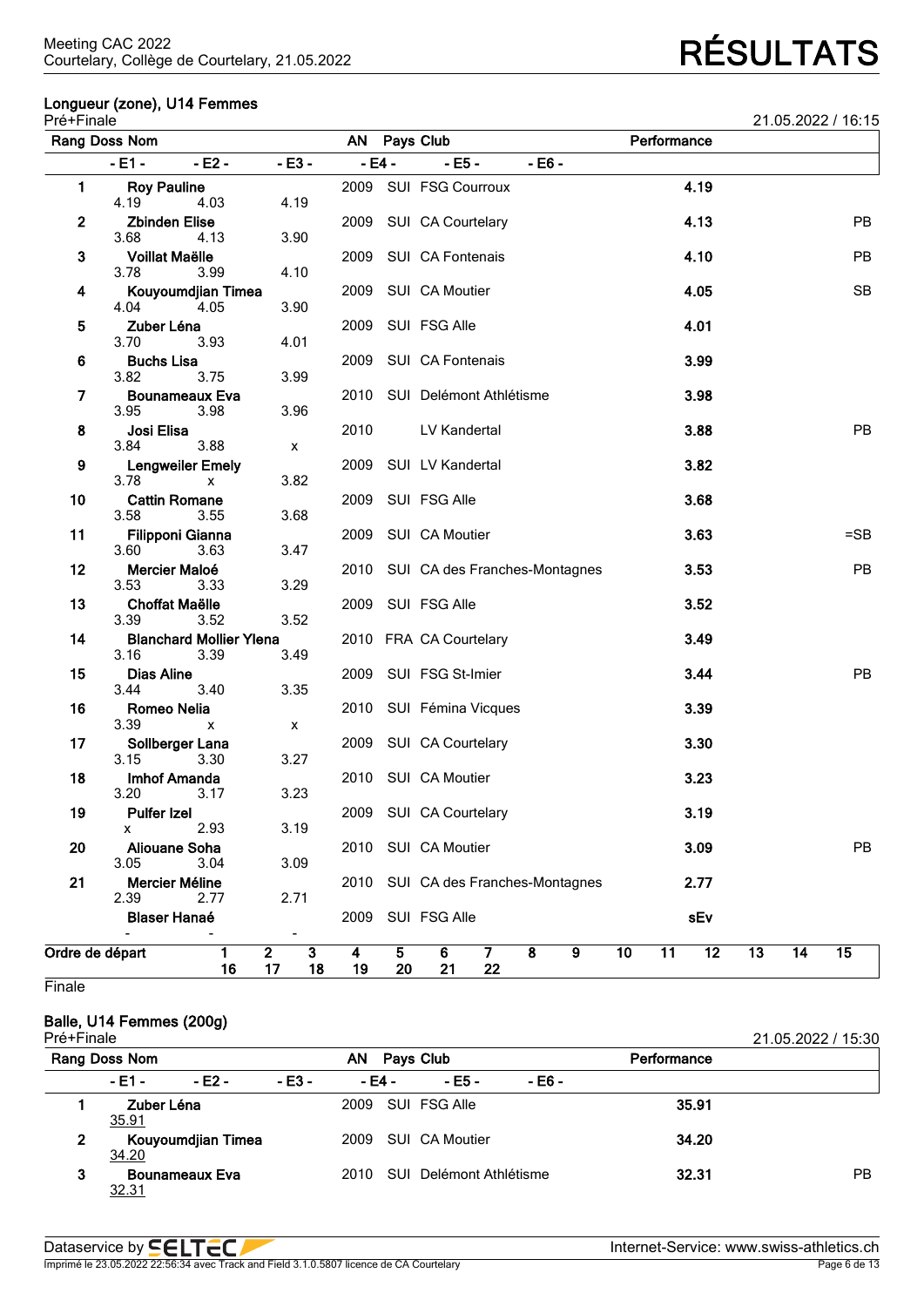Meeting CAC 2022
Courtelary, Collège de Courtelary, 21.05.2022

# RÉSULTATS

## Longueur (zone), U14 Femmes

Pré+Finale — 21.05.2022 / 16:15

| Rang | Doss | Nom | - E1 - | - E2 - | - E3 - | AN | Pays | Club | Performance | |
|---|---|---|---|---|---|---|---|---|---|---|
| 1 | | Roy Pauline | 4.19 | 4.03 | 4.19 | 2009 | SUI | FSG Courroux | 4.19 | |
| 2 | | Zbinden Elise | 3.68 | 4.13 | 3.90 | 2009 | SUI | CA Courtelary | 4.13 | PB |
| 3 | | Voillat Maëlle | 3.78 | 3.99 | 4.10 | 2009 | SUI | CA Fontenais | 4.10 | PB |
| 4 | | Kouyoumdjian Timea | 4.04 | 4.05 | 3.90 | 2009 | SUI | CA Moutier | 4.05 | SB |
| 5 | | Zuber Léna | 3.70 | 3.93 | 4.01 | 2009 | SUI | FSG Alle | 4.01 | |
| 6 | | Buchs Lisa | 3.82 | 3.75 | 3.99 | 2009 | SUI | CA Fontenais | 3.99 | |
| 7 | | Bounameaux Eva | 3.95 | 3.98 | 3.96 | 2010 | SUI | Delémont Athlétisme | 3.98 | |
| 8 | | Josi Elisa | 3.84 | 3.88 | x | 2010 | | LV Kandertal | 3.88 | PB |
| 9 | | Lengweiler Emely | 3.78 | x | 3.82 | 2009 | SUI | LV Kandertal | 3.82 | |
| 10 | | Cattin Romane | 3.58 | 3.55 | 3.68 | 2009 | SUI | FSG Alle | 3.68 | |
| 11 | | Filipponi Gianna | 3.60 | 3.63 | 3.47 | 2009 | SUI | CA Moutier | 3.63 | =SB |
| 12 | | Mercier Maloé | 3.53 | 3.33 | 3.29 | 2010 | SUI | CA des Franches-Montagnes | 3.53 | PB |
| 13 | | Choffat Maëlle | 3.39 | 3.52 | 3.52 | 2009 | SUI | FSG Alle | 3.52 | |
| 14 | | Blanchard Mollier Ylena | 3.16 | 3.39 | 3.49 | 2010 | FRA | CA Courtelary | 3.49 | |
| 15 | | Dias Aline | 3.44 | 3.40 | 3.35 | 2009 | SUI | FSG St-Imier | 3.44 | PB |
| 16 | | Romeo Nelia | 3.39 | x | x | 2010 | SUI | Fémina Vicques | 3.39 | |
| 17 | | Sollberger Lana | 3.15 | 3.30 | 3.27 | 2009 | SUI | CA Courtelary | 3.30 | |
| 18 | | Imhof Amanda | 3.20 | 3.17 | 3.23 | 2010 | SUI | CA Moutier | 3.23 | |
| 19 | | Pulfer Izel | x | 2.93 | 3.19 | 2009 | SUI | CA Courtelary | 3.19 | |
| 20 | | Aliouane Soha | 3.05 | 3.04 | 3.09 | 2010 | SUI | CA Moutier | 3.09 | PB |
| 21 | | Mercier Méline | 2.39 | 2.77 | 2.71 | 2010 | SUI | CA des Franches-Montagnes | 2.77 | |
| | | Blaser Hanaé | - | - | - | 2009 | SUI | FSG Alle | sEv | |

| Ordre de départ | | | | | | | | | | | | | | | |
|---|---|---|---|---|---|---|---|---|---|---|---|---|---|---|---|
| | 1 | 2 | 3 | 4 | 5 | 6 | 7 | 8 | 9 | 10 | 11 | 12 | 13 | 14 | 15 |
| | 16 | 17 | 18 | 19 | 20 | 21 | 22 | | | | | | | | |

Finale

## Balle, U14 Femmes (200g)

Pré+Finale — 21.05.2022 / 15:30

| Rang | Doss | Nom | - E1 - | AN | Pays | Club | Performance | |
|---|---|---|---|---|---|---|---|---|
| 1 | | Zuber Léna | 35.91 | 2009 | SUI | FSG Alle | 35.91 | |
| 2 | | Kouyoumdjian Timea | 34.20 | 2009 | SUI | CA Moutier | 34.20 | |
| 3 | | Bounameaux Eva | 32.31 | 2010 | SUI | Delémont Athlétisme | 32.31 | PB |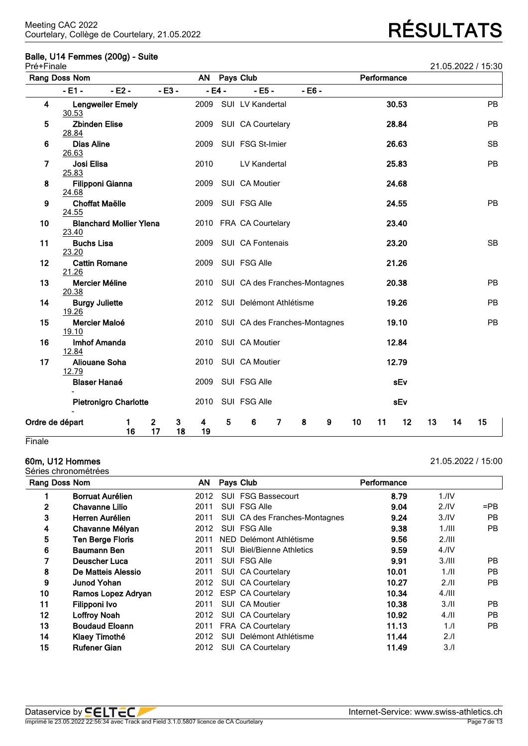## Balle, U14 Femmes (200g) - Suite

Pré+Finale — 21.05.2022 / 15:30

| Rang | Doss | Nom | AN | Pays | Club | Performance | |
|---|---|---|---|---|---|---|---|
| | | - E1 - / - E2 - / - E3 - / - E4 - / - E5 - / - E6 - | | | | | |
| 4 | | Lengweiler Emely | 2009 | SUI | LV Kandertal | 30.53 | PB |
| | | 30.53 | | | | | |
| 5 | | Zbinden Elise | 2009 | SUI | CA Courtelary | 28.84 | PB |
| | | 28.84 | | | | | |
| 6 | | Dias Aline | 2009 | SUI | FSG St-Imier | 26.63 | SB |
| | | 26.63 | | | | | |
| 7 | | Josi Elisa | 2010 | | LV Kandertal | 25.83 | PB |
| | | 25.83 | | | | | |
| 8 | | Filipponi Gianna | 2009 | SUI | CA Moutier | 24.68 | |
| | | 24.68 | | | | | |
| 9 | | Choffat Maëlle | 2009 | SUI | FSG Alle | 24.55 | PB |
| | | 24.55 | | | | | |
| 10 | | Blanchard Mollier Ylena | 2010 | FRA | CA Courtelary | 23.40 | |
| | | 23.40 | | | | | |
| 11 | | Buchs Lisa | 2009 | SUI | CA Fontenais | 23.20 | SB |
| | | 23.20 | | | | | |
| 12 | | Cattin Romane | 2009 | SUI | FSG Alle | 21.26 | |
| | | 21.26 | | | | | |
| 13 | | Mercier Méline | 2010 | SUI | CA des Franches-Montagnes | 20.38 | PB |
| | | 20.38 | | | | | |
| 14 | | Burgy Juliette | 2012 | SUI | Delémont Athlétisme | 19.26 | PB |
| | | 19.26 | | | | | |
| 15 | | Mercier Maloé | 2010 | SUI | CA des Franches-Montagnes | 19.10 | PB |
| | | 19.10 | | | | | |
| 16 | | Imhof Amanda | 2010 | SUI | CA Moutier | 12.84 | |
| | | 12.84 | | | | | |
| 17 | | Aliouane Soha | 2010 | SUI | CA Moutier | 12.79 | |
| | | 12.79 | | | | | |
| | | Blaser Hanaé | 2009 | SUI | FSG Alle | sEv | |
| | | - | | | | | |
| | | Pietronigro Charlotte | 2010 | SUI | FSG Alle | sEv | |
| | | - | | | | | |

Ordre de départ: 1 2 3 4 5 6 7 8 9 10 11 12 13 14 15 16 17 18 19

Finale

## 60m, U12 Hommes

Séries chronométrées — 21.05.2022 / 15:00

| Rang | Doss | Nom | AN | Pays | Club | Performance | | |
|---|---|---|---|---|---|---|---|---|
| 1 | | Borruat Aurélien | 2012 | SUI | FSG Bassecourt | 8.79 | 1./IV | |
| 2 | | Chavanne Lilio | 2011 | SUI | FSG Alle | 9.04 | 2./IV | =PB |
| 3 | | Herren Aurélien | 2011 | SUI | CA des Franches-Montagnes | 9.24 | 3./IV | PB |
| 4 | | Chavanne Mélyan | 2012 | SUI | FSG Alle | 9.38 | 1./III | PB |
| 5 | | Ten Berge Floris | 2011 | NED | Delémont Athlétisme | 9.56 | 2./III | |
| 6 | | Baumann Ben | 2011 | SUI | Biel/Bienne Athletics | 9.59 | 4./IV | |
| 7 | | Deuscher Luca | 2011 | SUI | FSG Alle | 9.91 | 3./III | PB |
| 8 | | De Matteis Alessio | 2011 | SUI | CA Courtelary | 10.01 | 1./II | PB |
| 9 | | Junod Yohan | 2012 | SUI | CA Courtelary | 10.27 | 2./II | PB |
| 10 | | Ramos Lopez Adryan | 2012 | ESP | CA Courtelary | 10.34 | 4./III | |
| 11 | | Filipponi Ivo | 2011 | SUI | CA Moutier | 10.38 | 3./II | PB |
| 12 | | Loffroy Noah | 2012 | SUI | CA Courtelary | 10.92 | 4./II | PB |
| 13 | | Boudaud Eloann | 2011 | FRA | CA Courtelary | 11.13 | 1./I | PB |
| 14 | | Klaey Timothé | 2012 | SUI | Delémont Athlétisme | 11.44 | 2./I | |
| 15 | | Rufener Gian | 2012 | SUI | CA Courtelary | 11.49 | 3./I | |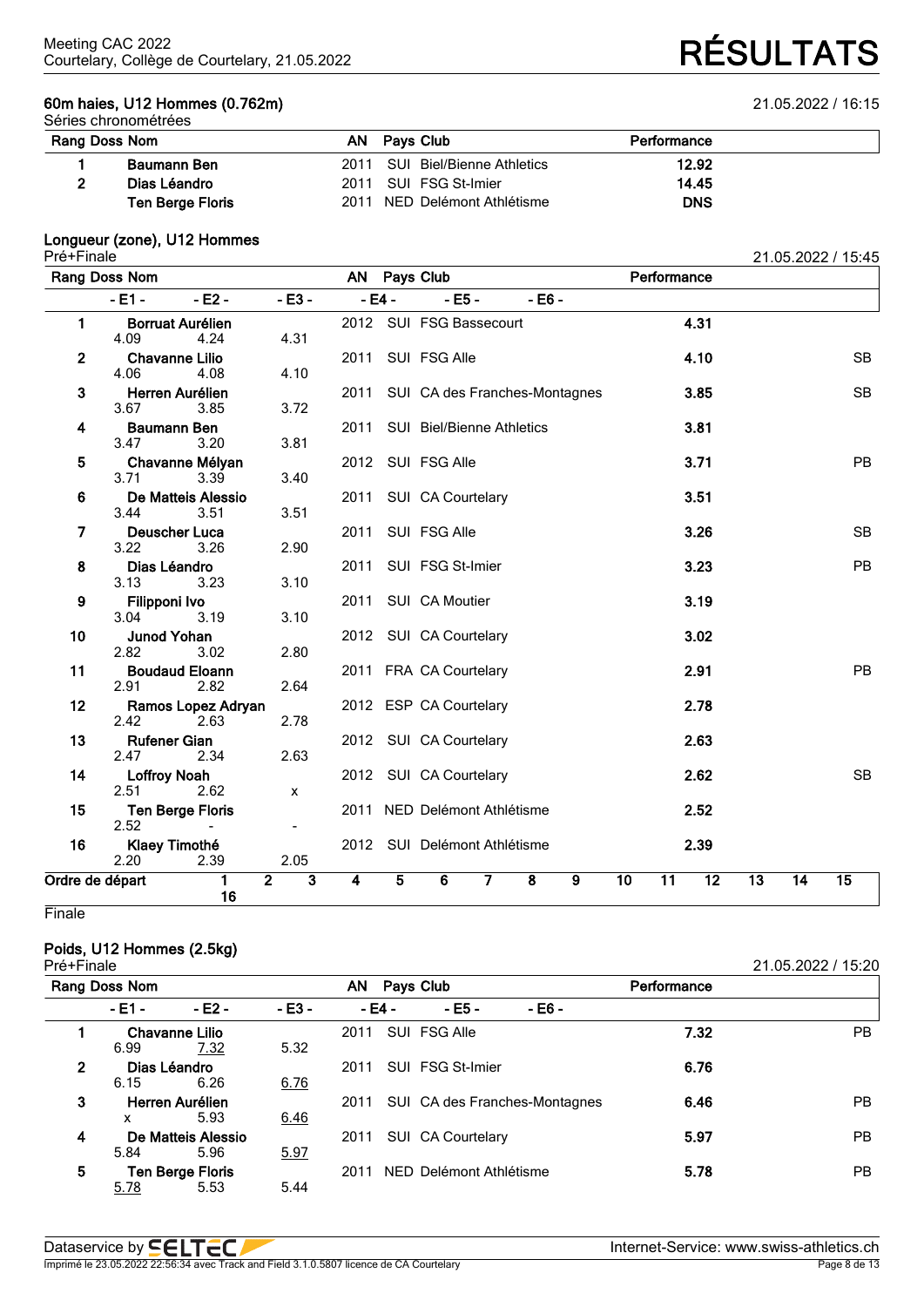Meeting CAC 2022
Courtelary, Collège de Courtelary, 21.05.2022

# RÉSULTATS

## 60m haies, U12 Hommes (0.762m)

21.05.2022 / 16:15

Séries chronométrées

| Rang | Doss | Nom | AN | Pays | Club | Performance |
|---|---|---|---|---|---|---|
| 1 | | Baumann Ben | 2011 | SUI | Biel/Bienne Athletics | 12.92 |
| 2 | | Dias Léandro | 2011 | SUI | FSG St-Imier | 14.45 |
| | | Ten Berge Floris | 2011 | NED | Delémont Athlétisme | DNS |

## Longueur (zone), U12 Hommes

Pré+Finale

21.05.2022 / 15:45

| Rang | Doss | Nom | AN | Pays | Club | Performance | |
|---|---|---|---|---|---|---|---|
| | - E1 - | - E2 - | - E3 - | - E4 - | - E5 - | - E6 - | |
| 1 | | Borruat Aurélien | 2012 | SUI | FSG Bassecourt | 4.31 | |
| | 4.09 | 4.24 | 4.31 | | | | |
| 2 | | Chavanne Lilio | 2011 | SUI | FSG Alle | 4.10 | SB |
| | 4.06 | 4.08 | 4.10 | | | | |
| 3 | | Herren Aurélien | 2011 | SUI | CA des Franches-Montagnes | 3.85 | SB |
| | 3.67 | 3.85 | 3.72 | | | | |
| 4 | | Baumann Ben | 2011 | SUI | Biel/Bienne Athletics | 3.81 | |
| | 3.47 | 3.20 | 3.81 | | | | |
| 5 | | Chavanne Mélyan | 2012 | SUI | FSG Alle | 3.71 | PB |
| | 3.71 | 3.39 | 3.40 | | | | |
| 6 | | De Matteis Alessio | 2011 | SUI | CA Courtelary | 3.51 | |
| | 3.44 | 3.51 | 3.51 | | | | |
| 7 | | Deuscher Luca | 2011 | SUI | FSG Alle | 3.26 | SB |
| | 3.22 | 3.26 | 2.90 | | | | |
| 8 | | Dias Léandro | 2011 | SUI | FSG St-Imier | 3.23 | PB |
| | 3.13 | 3.23 | 3.10 | | | | |
| 9 | | Filipponi Ivo | 2011 | SUI | CA Moutier | 3.19 | |
| | 3.04 | 3.19 | 3.10 | | | | |
| 10 | | Junod Yohan | 2012 | SUI | CA Courtelary | 3.02 | |
| | 2.82 | 3.02 | 2.80 | | | | |
| 11 | | Boudaud Eloann | 2011 | FRA | CA Courtelary | 2.91 | PB |
| | 2.91 | 2.82 | 2.64 | | | | |
| 12 | | Ramos Lopez Adryan | 2012 | ESP | CA Courtelary | 2.78 | |
| | 2.42 | 2.63 | 2.78 | | | | |
| 13 | | Rufener Gian | 2012 | SUI | CA Courtelary | 2.63 | |
| | 2.47 | 2.34 | 2.63 | | | | |
| 14 | | Loffroy Noah | 2012 | SUI | CA Courtelary | 2.62 | SB |
| | 2.51 | 2.62 | x | | | | |
| 15 | | Ten Berge Floris | 2011 | NED | Delémont Athlétisme | 2.52 | |
| | 2.52 | - | - | | | | |
| 16 | | Klaey Timothé | 2012 | SUI | Delémont Athlétisme | 2.39 | |
| | 2.20 | 2.39 | 2.05 | | | | |

Ordre de départ: 1 16 | 2 | 3 | 4 | 5 | 6 | 7 | 8 | 9 | 10 | 11 | 12 | 13 | 14 | 15

Finale

## Poids, U12 Hommes (2.5kg)

Pré+Finale

21.05.2022 / 15:20

| Rang | Doss | Nom | AN | Pays | Club | Performance | |
|---|---|---|---|---|---|---|---|
| | - E1 - | - E2 - | - E3 - | - E4 - | - E5 - | - E6 - | |
| 1 | | Chavanne Lilio | 2011 | SUI | FSG Alle | 7.32 | PB |
| | 6.99 | 7.32 | 5.32 | | | | |
| 2 | | Dias Léandro | 2011 | SUI | FSG St-Imier | 6.76 | |
| | 6.15 | 6.26 | 6.76 | | | | |
| 3 | | Herren Aurélien | 2011 | SUI | CA des Franches-Montagnes | 6.46 | PB |
| | x | 5.93 | 6.46 | | | | |
| 4 | | De Matteis Alessio | 2011 | SUI | CA Courtelary | 5.97 | PB |
| | 5.84 | 5.96 | 5.97 | | | | |
| 5 | | Ten Berge Floris | 2011 | NED | Delémont Athlétisme | 5.78 | PB |
| | 5.78 | 5.53 | 5.44 | | | | |

Dataservice by SELTEC — Internet-Service: www.swiss-athletics.ch

Imprimé le 23.05.2022 22:56:34 avec Track and Field 3.1.0.5807 licence de CA Courtelary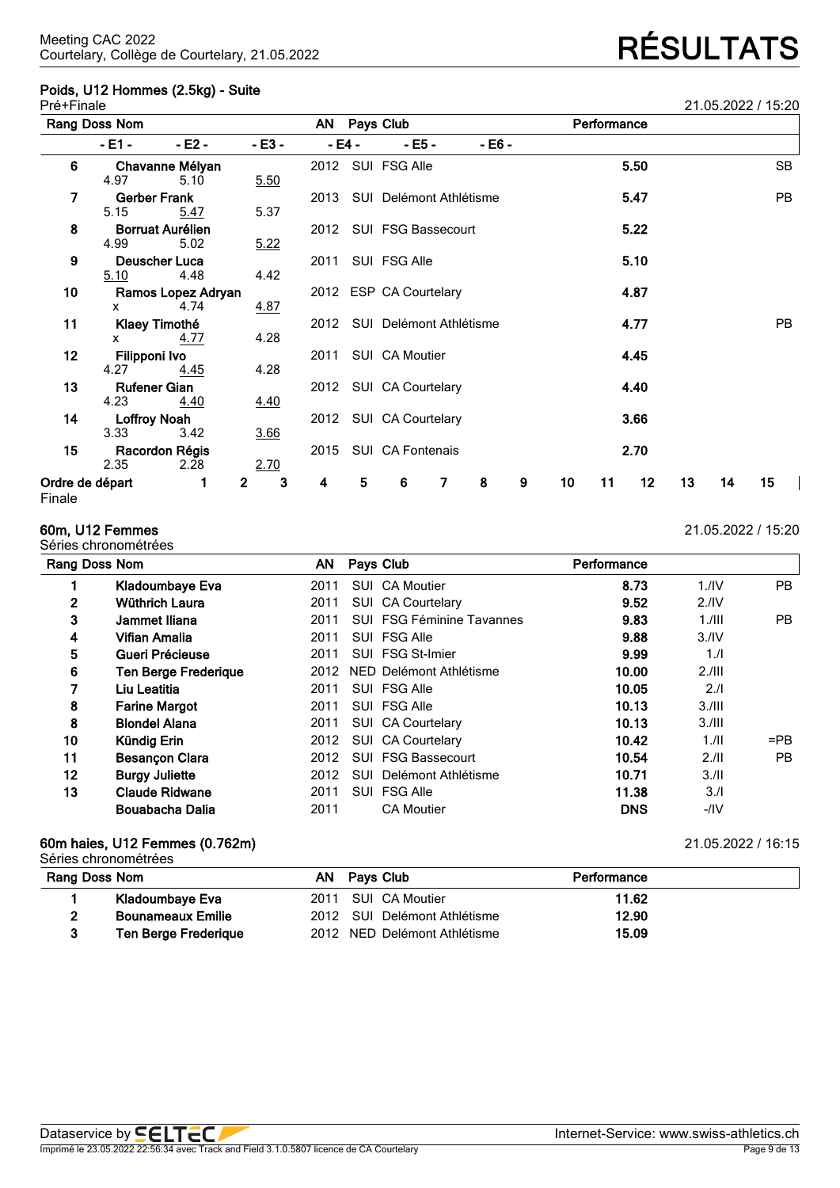## Poids, U12 Hommes (2.5kg) - Suite

Pré+Finale

21.05.2022 / 15:20

| Rang | Doss | Nom | AN | Pays | Club | Performance | |
|---|---|---|---|---|---|---|---|
| | | - E1 - / - E2 - / - E3 - / - E4 - / - E5 - / - E6 - | | | | | |
| 6 | | Chavanne Mélyan | 2012 | SUI | FSG Alle | 5.50 | SB |
| | | 4.97 / 5.10 / 5.50 | | | | | |
| 7 | | Gerber Frank | 2013 | SUI | Delémont Athlétisme | 5.47 | PB |
| | | 5.15 / 5.47 / 5.37 | | | | | |
| 8 | | Borruat Aurélien | 2012 | SUI | FSG Bassecourt | 5.22 | |
| | | 4.99 / 5.02 / 5.22 | | | | | |
| 9 | | Deuscher Luca | 2011 | SUI | FSG Alle | 5.10 | |
| | | 5.10 / 4.48 / 4.42 | | | | | |
| 10 | | Ramos Lopez Adryan | 2012 | ESP | CA Courtelary | 4.87 | |
| | | x / 4.74 / 4.87 | | | | | |
| 11 | | Klaey Timothé | 2012 | SUI | Delémont Athlétisme | 4.77 | PB |
| | | x / 4.77 / 4.28 | | | | | |
| 12 | | Filipponi Ivo | 2011 | SUI | CA Moutier | 4.45 | |
| | | 4.27 / 4.45 / 4.28 | | | | | |
| 13 | | Rufener Gian | 2012 | SUI | CA Courtelary | 4.40 | |
| | | 4.23 / 4.40 / 4.40 | | | | | |
| 14 | | Loffroy Noah | 2012 | SUI | CA Courtelary | 3.66 | |
| | | 3.33 / 3.42 / 3.66 | | | | | |
| 15 | | Racordon Régis | 2015 | SUI | CA Fontenais | 2.70 | |
| | | 2.35 / 2.28 / 2.70 | | | | | |

Ordre de départ Finale: 1 2 3 4 5 6 7 8 9 10 11 12 13 14 15

## 60m, U12 Femmes

Séries chronométrées

21.05.2022 / 15:20

| Rang | Doss | Nom | AN | Pays | Club | Performance | | |
|---|---|---|---|---|---|---|---|---|
| 1 | | Kladoumbaye Eva | 2011 | SUI | CA Moutier | 8.73 | 1./IV | PB |
| 2 | | Wüthrich Laura | 2011 | SUI | CA Courtelary | 9.52 | 2./IV | |
| 3 | | Jammet Iliana | 2011 | SUI | FSG Féminine Tavannes | 9.83 | 1./III | PB |
| 4 | | Vifian Amalia | 2011 | SUI | FSG Alle | 9.88 | 3./IV | |
| 5 | | Gueri Précieuse | 2011 | SUI | FSG St-Imier | 9.99 | 1./I | |
| 6 | | Ten Berge Frederique | 2012 | NED | Delémont Athlétisme | 10.00 | 2./III | |
| 7 | | Liu Leatitia | 2011 | SUI | FSG Alle | 10.05 | 2./I | |
| 8 | | Farine Margot | 2011 | SUI | FSG Alle | 10.13 | 3./III | |
| 8 | | Blondel Alana | 2011 | SUI | CA Courtelary | 10.13 | 3./III | |
| 10 | | Kündig Erin | 2012 | SUI | CA Courtelary | 10.42 | 1./II | =PB |
| 11 | | Besançon Clara | 2012 | SUI | FSG Bassecourt | 10.54 | 2./II | PB |
| 12 | | Burgy Juliette | 2012 | SUI | Delémont Athlétisme | 10.71 | 3./II | |
| 13 | | Claude Ridwane | 2011 | SUI | FSG Alle | 11.38 | 3./I | |
| | | Bouabacha Dalia | 2011 | | CA Moutier | DNS | -/IV | |

## 60m haies, U12 Femmes (0.762m)

Séries chronométrées

21.05.2022 / 16:15

| Rang | Doss | Nom | AN | Pays | Club | Performance |
|---|---|---|---|---|---|---|
| 1 | | Kladoumbaye Eva | 2011 | SUI | CA Moutier | 11.62 |
| 2 | | Bounameaux Emilie | 2012 | SUI | Delémont Athlétisme | 12.90 |
| 3 | | Ten Berge Frederique | 2012 | NED | Delémont Athlétisme | 15.09 |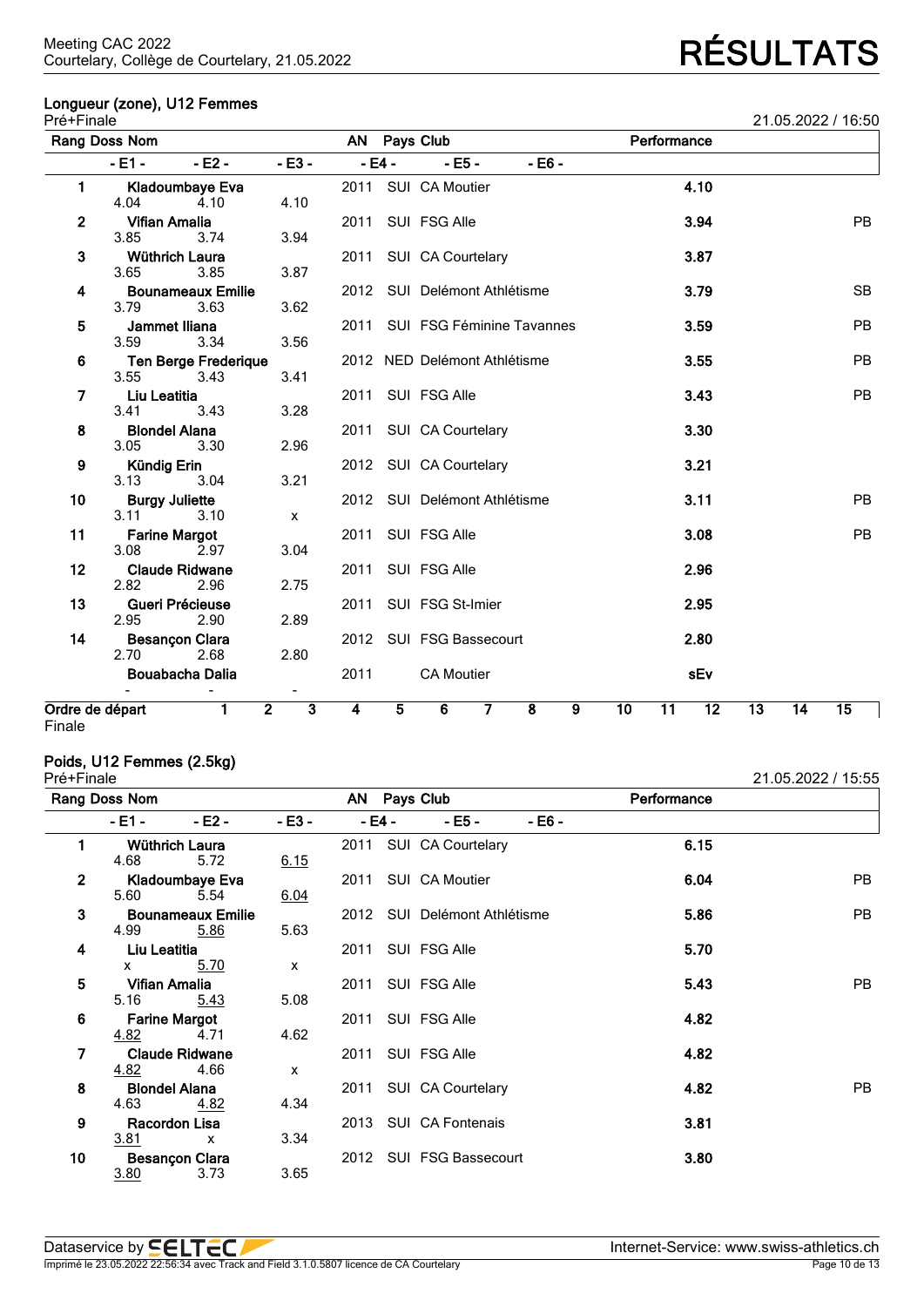# Meeting CAC 2022
Courtelary, Collège de Courtelary, 21.05.2022

# RÉSULTATS

## Longueur (zone), U12 Femmes

Pré+Finale — 21.05.2022 / 16:50

| Rang | Doss | Nom | AN | Pays | Club | Performance | |
|---|---|---|---|---|---|---|---|
| | | - E1 - / - E2 - / - E3 - / - E4 - / - E5 - / - E6 - | | | | | |
| 1 | | Kladoumbaye Eva | 2011 | SUI | CA Moutier | 4.10 | |
| | | 4.04 / 4.10 / 4.10 | | | | | |
| 2 | | Vifian Amalia | 2011 | SUI | FSG Alle | 3.94 | PB |
| | | 3.85 / 3.74 / 3.94 | | | | | |
| 3 | | Wüthrich Laura | 2011 | SUI | CA Courtelary | 3.87 | |
| | | 3.65 / 3.85 / 3.87 | | | | | |
| 4 | | Bounameaux Emilie | 2012 | SUI | Delémont Athlétisme | 3.79 | SB |
| | | 3.79 / 3.63 / 3.62 | | | | | |
| 5 | | Jammet Iliana | 2011 | SUI | FSG Féminine Tavannes | 3.59 | PB |
| | | 3.59 / 3.34 / 3.56 | | | | | |
| 6 | | Ten Berge Frederique | 2012 | NED | Delémont Athlétisme | 3.55 | PB |
| | | 3.55 / 3.43 / 3.41 | | | | | |
| 7 | | Liu Leatitia | 2011 | SUI | FSG Alle | 3.43 | PB |
| | | 3.41 / 3.43 / 3.28 | | | | | |
| 8 | | Blondel Alana | 2011 | SUI | CA Courtelary | 3.30 | |
| | | 3.05 / 3.30 / 2.96 | | | | | |
| 9 | | Kündig Erin | 2012 | SUI | CA Courtelary | 3.21 | |
| | | 3.13 / 3.04 / 3.21 | | | | | |
| 10 | | Burgy Juliette | 2012 | SUI | Delémont Athlétisme | 3.11 | PB |
| | | 3.11 / 3.10 / x | | | | | |
| 11 | | Farine Margot | 2011 | SUI | FSG Alle | 3.08 | PB |
| | | 3.08 / 2.97 / 3.04 | | | | | |
| 12 | | Claude Ridwane | 2011 | SUI | FSG Alle | 2.96 | |
| | | 2.82 / 2.96 / 2.75 | | | | | |
| 13 | | Gueri Précieuse | 2011 | SUI | FSG St-Imier | 2.95 | |
| | | 2.95 / 2.90 / 2.89 | | | | | |
| 14 | | Besançon Clara | 2012 | SUI | FSG Bassecourt | 2.80 | |
| | | 2.70 / 2.68 / 2.80 | | | | | |
| | | Bouabacha Dalia | 2011 | | CA Moutier | sEv | |
| | | - / - / - | | | | | |

Ordre de départ: 1 2 3 4 5 6 7 8 9 10 11 12 13 14 15

Finale

## Poids, U12 Femmes (2.5kg)

Pré+Finale — 21.05.2022 / 15:55

| Rang | Doss | Nom | AN | Pays | Club | Performance | |
|---|---|---|---|---|---|---|---|
| | | - E1 - / - E2 - / - E3 - / - E4 - / - E5 - / - E6 - | | | | | |
| 1 | | Wüthrich Laura | 2011 | SUI | CA Courtelary | 6.15 | |
| | | 4.68 / 5.72 / 6.15 | | | | | |
| 2 | | Kladoumbaye Eva | 2011 | SUI | CA Moutier | 6.04 | PB |
| | | 5.60 / 5.54 / 6.04 | | | | | |
| 3 | | Bounameaux Emilie | 2012 | SUI | Delémont Athlétisme | 5.86 | PB |
| | | 4.99 / 5.86 / 5.63 | | | | | |
| 4 | | Liu Leatitia | 2011 | SUI | FSG Alle | 5.70 | |
| | | x / 5.70 / x | | | | | |
| 5 | | Vifian Amalia | 2011 | SUI | FSG Alle | 5.43 | PB |
| | | 5.16 / 5.43 / 5.08 | | | | | |
| 6 | | Farine Margot | 2011 | SUI | FSG Alle | 4.82 | |
| | | 4.82 / 4.71 / 4.62 | | | | | |
| 7 | | Claude Ridwane | 2011 | SUI | FSG Alle | 4.82 | |
| | | 4.82 / 4.66 / x | | | | | |
| 8 | | Blondel Alana | 2011 | SUI | CA Courtelary | 4.82 | PB |
| | | 4.63 / 4.82 / 4.34 | | | | | |
| 9 | | Racordon Lisa | 2013 | SUI | CA Fontenais | 3.81 | |
| | | 3.81 / x / 3.34 | | | | | |
| 10 | | Besançon Clara | 2012 | SUI | FSG Bassecourt | 3.80 | |
| | | 3.80 / 3.73 / 3.65 | | | | | |

Dataservice by SELTEC — Internet-Service: www.swiss-athletics.ch

Imprimé le 23.05.2022 22:56:34 avec Track and Field 3.1.0.5807 licence de CA Courtelary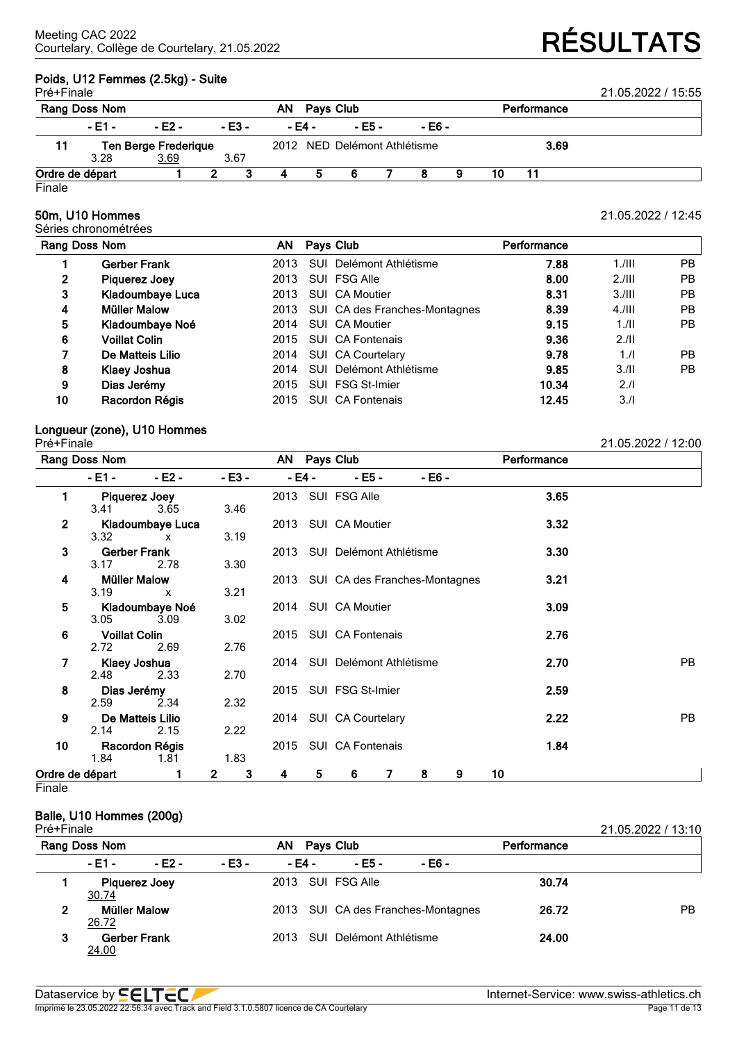### Poids, U12 Femmes (2.5kg) - Suite

Pré+Finale — 21.05.2022 / 15:55

| Rang | Doss | Nom | AN | Pays | Club | Performance | - E1 - | - E2 - | - E3 - | - E4 - | - E5 - | - E6 - |
|---|---|---|---|---|---|---|---|---|---|---|---|---|
| 11 | | Ten Berge Frederique | 2012 | NED | Delémont Athlétisme | 3.69 | 3.28 | 3.69 | 3.67 | | | |

Ordre de départ: 1 2 3 4 5 6 7 8 9 10 11

Finale

### 50m, U10 Hommes

Séries chronométrées — 21.05.2022 / 12:45

| Rang | Doss | Nom | AN | Pays | Club | Performance | | |
|---|---|---|---|---|---|---|---|---|
| 1 | | Gerber Frank | 2013 | SUI | Delémont Athlétisme | 7.88 | 1./III | PB |
| 2 | | Piquerez Joey | 2013 | SUI | FSG Alle | 8.00 | 2./III | PB |
| 3 | | Kladoumbaye Luca | 2013 | SUI | CA Moutier | 8.31 | 3./III | PB |
| 4 | | Müller Malow | 2013 | SUI | CA des Franches-Montagnes | 8.39 | 4./III | PB |
| 5 | | Kladoumbaye Noé | 2014 | SUI | CA Moutier | 9.15 | 1./II | PB |
| 6 | | Voillat Colin | 2015 | SUI | CA Fontenais | 9.36 | 2./II | |
| 7 | | De Matteis Lilio | 2014 | SUI | CA Courtelary | 9.78 | 1./I | PB |
| 8 | | Klaey Joshua | 2014 | SUI | Delémont Athlétisme | 9.85 | 3./II | PB |
| 9 | | Dias Jerémy | 2015 | SUI | FSG St-Imier | 10.34 | 2./I | |
| 10 | | Racordon Régis | 2015 | SUI | CA Fontenais | 12.45 | 3./I | |

### Longueur (zone), U10 Hommes

Pré+Finale — 21.05.2022 / 12:00

| Rang | Doss | Nom | AN | Pays | Club | Performance | - E1 - | - E2 - | - E3 - | - E4 - | - E5 - | - E6 - | |
|---|---|---|---|---|---|---|---|---|---|---|---|---|---|
| 1 | | Piquerez Joey | 2013 | SUI | FSG Alle | 3.65 | 3.41 | 3.65 | 3.46 | | | | |
| 2 | | Kladoumbaye Luca | 2013 | SUI | CA Moutier | 3.32 | 3.32 | x | 3.19 | | | | |
| 3 | | Gerber Frank | 2013 | SUI | Delémont Athlétisme | 3.30 | 3.17 | 2.78 | 3.30 | | | | |
| 4 | | Müller Malow | 2013 | SUI | CA des Franches-Montagnes | 3.21 | 3.19 | x | 3.21 | | | | |
| 5 | | Kladoumbaye Noé | 2014 | SUI | CA Moutier | 3.09 | 3.05 | 3.09 | 3.02 | | | | |
| 6 | | Voillat Colin | 2015 | SUI | CA Fontenais | 2.76 | 2.72 | 2.69 | 2.76 | | | | |
| 7 | | Klaey Joshua | 2014 | SUI | Delémont Athlétisme | 2.70 | 2.48 | 2.33 | 2.70 | | | | PB |
| 8 | | Dias Jerémy | 2015 | SUI | FSG St-Imier | 2.59 | 2.59 | 2.34 | 2.32 | | | | |
| 9 | | De Matteis Lilio | 2014 | SUI | CA Courtelary | 2.22 | 2.14 | 2.15 | 2.22 | | | | PB |
| 10 | | Racordon Régis | 2015 | SUI | CA Fontenais | 1.84 | 1.84 | 1.81 | 1.83 | | | | |

Ordre de départ: 1 2 3 4 5 6 7 8 9 10

Finale

### Balle, U10 Hommes (200g)

Pré+Finale — 21.05.2022 / 13:10

| Rang | Doss | Nom | AN | Pays | Club | Performance | - E1 - | - E2 - | - E3 - | - E4 - | - E5 - | - E6 - | |
|---|---|---|---|---|---|---|---|---|---|---|---|---|---|
| 1 | | Piquerez Joey | 2013 | SUI | FSG Alle | 30.74 | 30.74 | | | | | | |
| 2 | | Müller Malow | 2013 | SUI | CA des Franches-Montagnes | 26.72 | 26.72 | | | | | | PB |
| 3 | | Gerber Frank | 2013 | SUI | Delémont Athlétisme | 24.00 | 24.00 | | | | | | |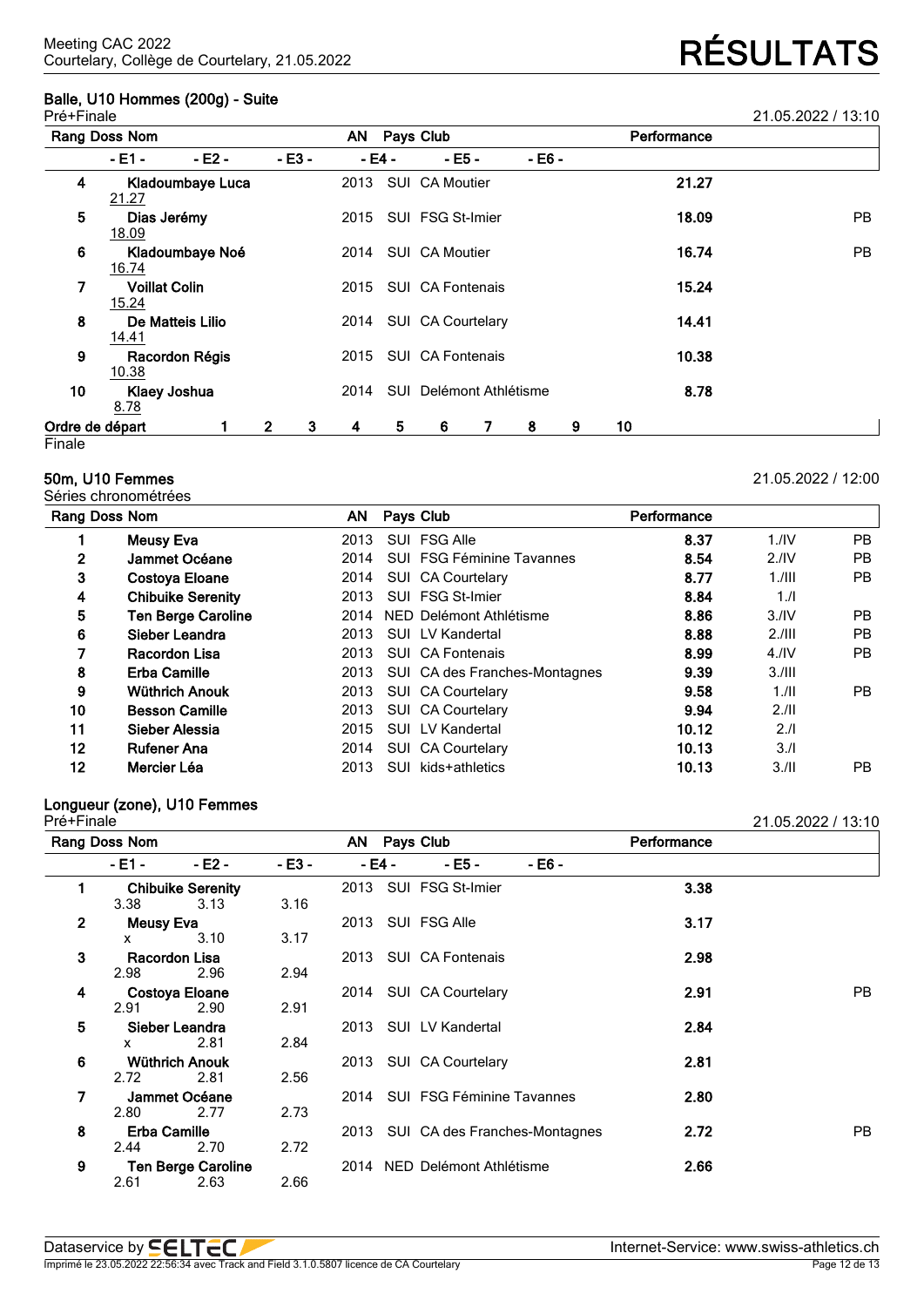## Balle, U10 Hommes (200g) - Suite

Pré+Finale — 21.05.2022 / 13:10

| Rang | Doss | Nom | AN | Pays | Club | Performance | |
|---|---|---|---|---|---|---|---|
| | | - E1 - / - E2 - / - E3 - / - E4 - / - E5 - / - E6 - | | | | | |
| 4 | | Kladoumbaye Luca | 2013 | SUI | CA Moutier | 21.27 | |
| | | 21.27 | | | | | |
| 5 | | Dias Jerémy | 2015 | SUI | FSG St-Imier | 18.09 | PB |
| | | 18.09 | | | | | |
| 6 | | Kladoumbaye Noé | 2014 | SUI | CA Moutier | 16.74 | PB |
| | | 16.74 | | | | | |
| 7 | | Voillat Colin | 2015 | SUI | CA Fontenais | 15.24 | |
| | | 15.24 | | | | | |
| 8 | | De Matteis Lilio | 2014 | SUI | CA Courtelary | 14.41 | |
| | | 14.41 | | | | | |
| 9 | | Racordon Régis | 2015 | SUI | CA Fontenais | 10.38 | |
| | | 10.38 | | | | | |
| 10 | | Klaey Joshua | 2014 | SUI | Delémont Athlétisme | 8.78 | |
| | | 8.78 | | | | | |

**Ordre de départ** 1 2 3 4 5 6 7 8 9 10

Finale

## 50m, U10 Femmes

Séries chronométrées — 21.05.2022 / 12:00

| Rang | Doss | Nom | AN | Pays | Club | Performance | | |
|---|---|---|---|---|---|---|---|---|
| 1 | | Meusy Eva | 2013 | SUI | FSG Alle | 8.37 | 1./IV | PB |
| 2 | | Jammet Océane | 2014 | SUI | FSG Féminine Tavannes | 8.54 | 2./IV | PB |
| 3 | | Costoya Eloane | 2014 | SUI | CA Courtelary | 8.77 | 1./III | PB |
| 4 | | Chibuike Serenity | 2013 | SUI | FSG St-Imier | 8.84 | 1./I | |
| 5 | | Ten Berge Caroline | 2014 | NED | Delémont Athlétisme | 8.86 | 3./IV | PB |
| 6 | | Sieber Leandra | 2013 | SUI | LV Kandertal | 8.88 | 2./III | PB |
| 7 | | Racordon Lisa | 2013 | SUI | CA Fontenais | 8.99 | 4./IV | PB |
| 8 | | Erba Camille | 2013 | SUI | CA des Franches-Montagnes | 9.39 | 3./III | |
| 9 | | Wüthrich Anouk | 2013 | SUI | CA Courtelary | 9.58 | 1./II | PB |
| 10 | | Besson Camille | 2013 | SUI | CA Courtelary | 9.94 | 2./II | |
| 11 | | Sieber Alessia | 2015 | SUI | LV Kandertal | 10.12 | 2./I | |
| 12 | | Rufener Ana | 2014 | SUI | CA Courtelary | 10.13 | 3./I | |
| 12 | | Mercier Léa | 2013 | SUI | kids+athletics | 10.13 | 3./II | PB |

## Longueur (zone), U10 Femmes

Pré+Finale — 21.05.2022 / 13:10

| Rang | Doss | Nom | AN | Pays | Club | Performance | |
|---|---|---|---|---|---|---|---|
| | | - E1 - / - E2 - / - E3 - / - E4 - / - E5 - / - E6 - | | | | | |
| 1 | | Chibuike Serenity | 2013 | SUI | FSG St-Imier | 3.38 | |
| | | 3.38 / 3.13 / 3.16 | | | | | |
| 2 | | Meusy Eva | 2013 | SUI | FSG Alle | 3.17 | |
| | | x / 3.10 / 3.17 | | | | | |
| 3 | | Racordon Lisa | 2013 | SUI | CA Fontenais | 2.98 | |
| | | 2.98 / 2.96 / 2.94 | | | | | |
| 4 | | Costoya Eloane | 2014 | SUI | CA Courtelary | 2.91 | PB |
| | | 2.91 / 2.90 / 2.91 | | | | | |
| 5 | | Sieber Leandra | 2013 | SUI | LV Kandertal | 2.84 | |
| | | x / 2.81 / 2.84 | | | | | |
| 6 | | Wüthrich Anouk | 2013 | SUI | CA Courtelary | 2.81 | |
| | | 2.72 / 2.81 / 2.56 | | | | | |
| 7 | | Jammet Océane | 2014 | SUI | FSG Féminine Tavannes | 2.80 | |
| | | 2.80 / 2.77 / 2.73 | | | | | |
| 8 | | Erba Camille | 2013 | SUI | CA des Franches-Montagnes | 2.72 | PB |
| | | 2.44 / 2.70 / 2.72 | | | | | |
| 9 | | Ten Berge Caroline | 2014 | NED | Delémont Athlétisme | 2.66 | |
| | | 2.61 / 2.63 / 2.66 | | | | | |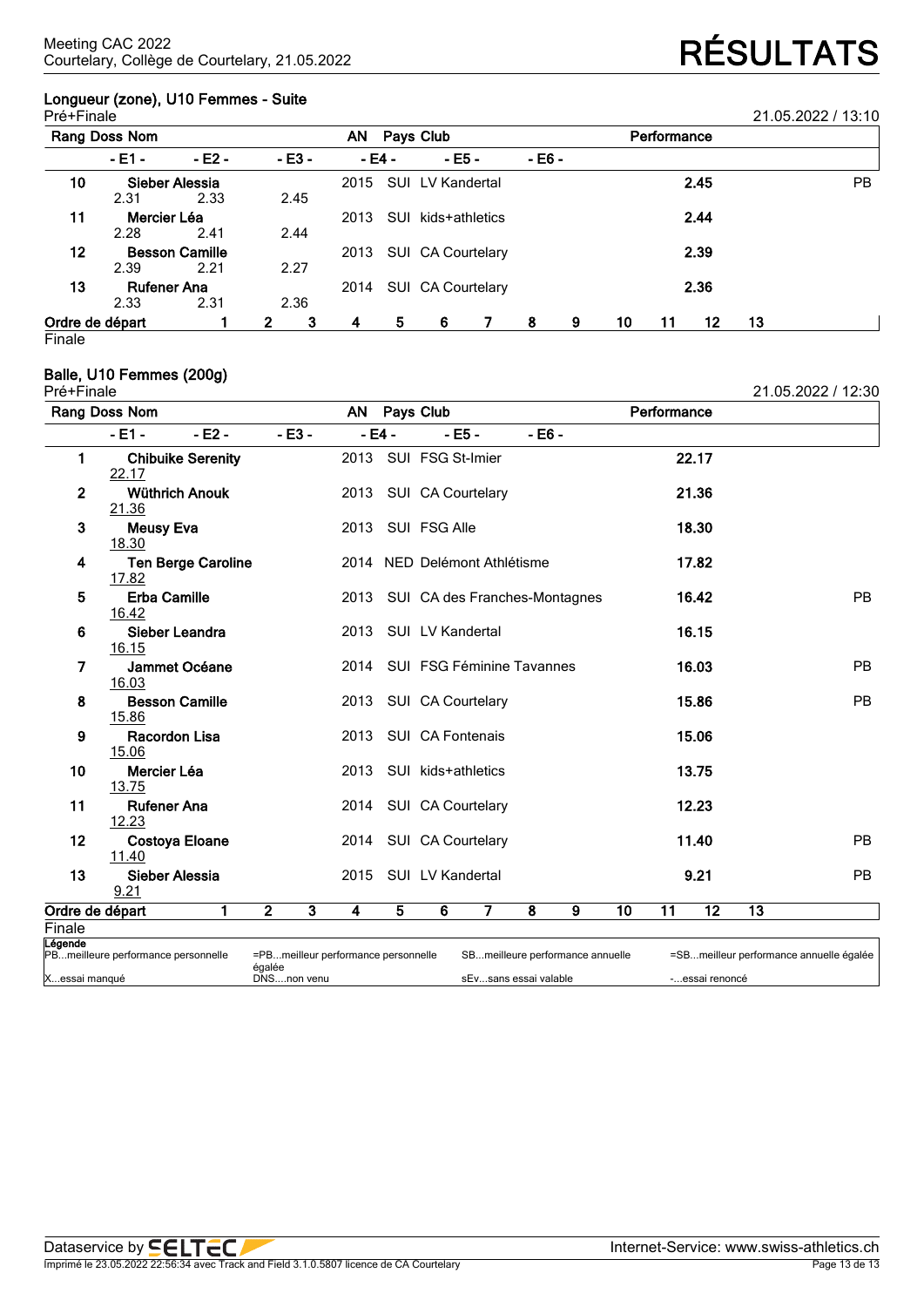## Longueur (zone), U10 Femmes - Suite

Pré+Finale 21.05.2022 / 13:10

| Rang | Doss | Nom | AN | Pays | Club | Performance | |
|---|---|---|---|---|---|---|---|
| | - E1 - | - E2 - | - E3 - | - E4 - | - E5 - | - E6 - | |
| 10 | | Sieber Alessia | 2015 | SUI | LV Kandertal | 2.45 | PB |
| | 2.31 | 2.33 | 2.45 | | | | |
| 11 | | Mercier Léa | 2013 | SUI | kids+athletics | 2.44 | |
| | 2.28 | 2.41 | 2.44 | | | | |
| 12 | | Besson Camille | 2013 | SUI | CA Courtelary | 2.39 | |
| | 2.39 | 2.21 | 2.27 | | | | |
| 13 | | Rufener Ana | 2014 | SUI | CA Courtelary | 2.36 | |
| | 2.33 | 2.31 | 2.36 | | | | |

Ordre de départ 1 2 3 4 5 6 7 8 9 10 11 12 13

Finale

## Balle, U10 Femmes (200g)

Pré+Finale 21.05.2022 / 12:30

| Rang | Doss | Nom | AN | Pays | Club | Performance | |
|---|---|---|---|---|---|---|---|
| | - E1 - | - E2 - | - E3 - | - E4 - | - E5 - | - E6 - | |
| 1 | | Chibuike Serenity | 2013 | SUI | FSG St-Imier | 22.17 | |
| | 22.17 | | | | | | |
| 2 | | Wüthrich Anouk | 2013 | SUI | CA Courtelary | 21.36 | |
| | 21.36 | | | | | | |
| 3 | | Meusy Eva | 2013 | SUI | FSG Alle | 18.30 | |
| | 18.30 | | | | | | |
| 4 | | Ten Berge Caroline | 2014 | NED | Delémont Athlétisme | 17.82 | |
| | 17.82 | | | | | | |
| 5 | | Erba Camille | 2013 | SUI | CA des Franches-Montagnes | 16.42 | PB |
| | 16.42 | | | | | | |
| 6 | | Sieber Leandra | 2013 | SUI | LV Kandertal | 16.15 | |
| | 16.15 | | | | | | |
| 7 | | Jammet Océane | 2014 | SUI | FSG Féminine Tavannes | 16.03 | PB |
| | 16.03 | | | | | | |
| 8 | | Besson Camille | 2013 | SUI | CA Courtelary | 15.86 | PB |
| | 15.86 | | | | | | |
| 9 | | Racordon Lisa | 2013 | SUI | CA Fontenais | 15.06 | |
| | 15.06 | | | | | | |
| 10 | | Mercier Léa | 2013 | SUI | kids+athletics | 13.75 | |
| | 13.75 | | | | | | |
| 11 | | Rufener Ana | 2014 | SUI | CA Courtelary | 12.23 | |
| | 12.23 | | | | | | |
| 12 | | Costoya Eloane | 2014 | SUI | CA Courtelary | 11.40 | PB |
| | 11.40 | | | | | | |
| 13 | | Sieber Alessia | 2015 | SUI | LV Kandertal | 9.21 | PB |
| | 9.21 | | | | | | |

Ordre de départ 1 2 3 4 5 6 7 8 9 10 11 12 13

Finale

**Légende**

| | | | |
|---|---|---|---|
| PB...meilleure performance personnelle | =PB...meilleur performance personnelle égalée | SB...meilleure performance annuelle | =SB...meilleur performance annuelle égalée |
| X...essai manqué | DNS....non venu | sEv...sans essai valable | -...essai renoncé |